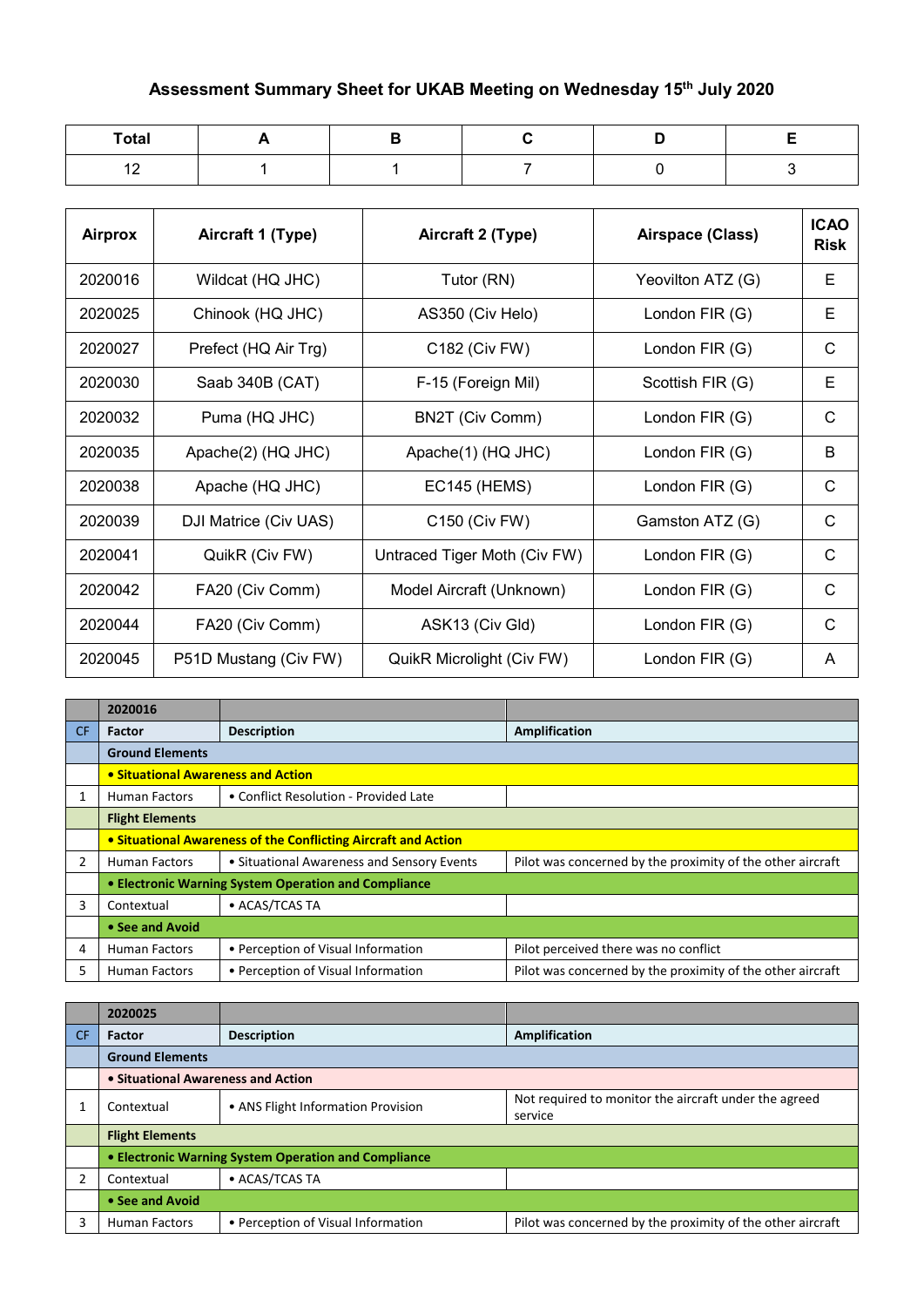## Assessment Summary Sheet for UKAB Meeting on Wednesday 15th July 2020

| Total | A | B | C | D | E |
|---|---|---|---|---|---|
| 12 | 1 | 1 | 7 | 0 | 3 |

| Airprox | Aircraft 1 (Type) | Aircraft 2 (Type) | Airspace (Class) | ICAO Risk |
|---|---|---|---|---|
| 2020016 | Wildcat (HQ JHC) | Tutor (RN) | Yeovilton ATZ (G) | E |
| 2020025 | Chinook (HQ JHC) | AS350 (Civ Helo) | London FIR (G) | E |
| 2020027 | Prefect (HQ Air Trg) | C182 (Civ FW) | London FIR (G) | C |
| 2020030 | Saab 340B (CAT) | F-15 (Foreign Mil) | Scottish FIR (G) | E |
| 2020032 | Puma (HQ JHC) | BN2T (Civ Comm) | London FIR (G) | C |
| 2020035 | Apache(2) (HQ JHC) | Apache(1) (HQ JHC) | London FIR (G) | B |
| 2020038 | Apache (HQ JHC) | EC145 (HEMS) | London FIR (G) | C |
| 2020039 | DJI Matrice (Civ UAS) | C150 (Civ FW) | Gamston ATZ (G) | C |
| 2020041 | QuikR (Civ FW) | Untraced Tiger Moth (Civ FW) | London FIR (G) | C |
| 2020042 | FA20 (Civ Comm) | Model Aircraft (Unknown) | London FIR (G) | C |
| 2020044 | FA20 (Civ Comm) | ASK13 (Civ Gld) | London FIR (G) | C |
| 2020045 | P51D Mustang (Civ FW) | QuikR Microlight (Civ FW) | London FIR (G) | A |

| | 2020016 | | |
|---|---|---|---|
| CF | Factor | Description | Amplification |
| | **Ground Elements** | | |
| | **• Situational Awareness and Action** | | |
| 1 | Human Factors | • Conflict Resolution - Provided Late | |
| | **Flight Elements** | | |
| | **• Situational Awareness of the Conflicting Aircraft and Action** | | |
| 2 | Human Factors | • Situational Awareness and Sensory Events | Pilot was concerned by the proximity of the other aircraft |
| | **• Electronic Warning System Operation and Compliance** | | |
| 3 | Contextual | • ACAS/TCAS TA | |
| | **• See and Avoid** | | |
| 4 | Human Factors | • Perception of Visual Information | Pilot perceived there was no conflict |
| 5 | Human Factors | • Perception of Visual Information | Pilot was concerned by the proximity of the other aircraft |

| | 2020025 | | |
|---|---|---|---|
| CF | Factor | Description | Amplification |
| | **Ground Elements** | | |
| | **• Situational Awareness and Action** | | |
| 1 | Contextual | • ANS Flight Information Provision | Not required to monitor the aircraft under the agreed service |
| | **Flight Elements** | | |
| | **• Electronic Warning System Operation and Compliance** | | |
| 2 | Contextual | • ACAS/TCAS TA | |
| | **• See and Avoid** | | |
| 3 | Human Factors | • Perception of Visual Information | Pilot was concerned by the proximity of the other aircraft |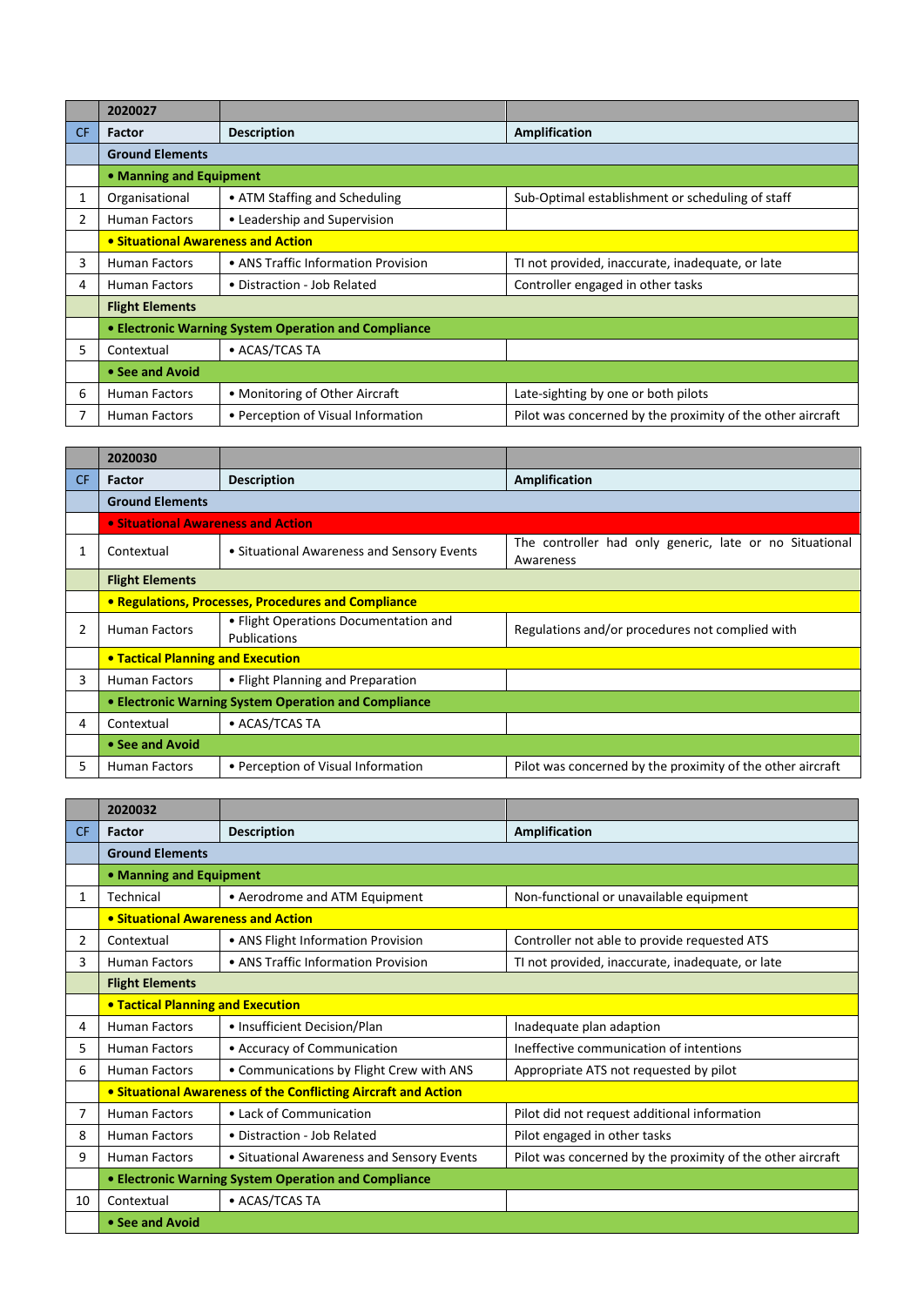| | 2020027 | | |
|---|---|---|---|
| CF | Factor | Description | Amplification |
| | **Ground Elements** | | |
| | **• Manning and Equipment** | | |
| 1 | Organisational | • ATM Staffing and Scheduling | Sub-Optimal establishment or scheduling of staff |
| 2 | Human Factors | • Leadership and Supervision | |
| | **• Situational Awareness and Action** | | |
| 3 | Human Factors | • ANS Traffic Information Provision | TI not provided, inaccurate, inadequate, or late |
| 4 | Human Factors | • Distraction - Job Related | Controller engaged in other tasks |
| | **Flight Elements** | | |
| | **• Electronic Warning System Operation and Compliance** | | |
| 5 | Contextual | • ACAS/TCAS TA | |
| | **• See and Avoid** | | |
| 6 | Human Factors | • Monitoring of Other Aircraft | Late-sighting by one or both pilots |
| 7 | Human Factors | • Perception of Visual Information | Pilot was concerned by the proximity of the other aircraft |

| | 2020030 | | |
|---|---|---|---|
| CF | Factor | Description | Amplification |
| | **Ground Elements** | | |
| | **• Situational Awareness and Action** | | |
| 1 | Contextual | • Situational Awareness and Sensory Events | The controller had only generic, late or no Situational Awareness |
| | **Flight Elements** | | |
| | **• Regulations, Processes, Procedures and Compliance** | | |
| 2 | Human Factors | • Flight Operations Documentation and Publications | Regulations and/or procedures not complied with |
| | **• Tactical Planning and Execution** | | |
| 3 | Human Factors | • Flight Planning and Preparation | |
| | **• Electronic Warning System Operation and Compliance** | | |
| 4 | Contextual | • ACAS/TCAS TA | |
| | **• See and Avoid** | | |
| 5 | Human Factors | • Perception of Visual Information | Pilot was concerned by the proximity of the other aircraft |

| | 2020032 | | |
|---|---|---|---|
| CF | Factor | Description | Amplification |
| | **Ground Elements** | | |
| | **• Manning and Equipment** | | |
| 1 | Technical | • Aerodrome and ATM Equipment | Non-functional or unavailable equipment |
| | **• Situational Awareness and Action** | | |
| 2 | Contextual | • ANS Flight Information Provision | Controller not able to provide requested ATS |
| 3 | Human Factors | • ANS Traffic Information Provision | TI not provided, inaccurate, inadequate, or late |
| | **Flight Elements** | | |
| | **• Tactical Planning and Execution** | | |
| 4 | Human Factors | • Insufficient Decision/Plan | Inadequate plan adaption |
| 5 | Human Factors | • Accuracy of Communication | Ineffective communication of intentions |
| 6 | Human Factors | • Communications by Flight Crew with ANS | Appropriate ATS not requested by pilot |
| | **• Situational Awareness of the Conflicting Aircraft and Action** | | |
| 7 | Human Factors | • Lack of Communication | Pilot did not request additional information |
| 8 | Human Factors | • Distraction - Job Related | Pilot engaged in other tasks |
| 9 | Human Factors | • Situational Awareness and Sensory Events | Pilot was concerned by the proximity of the other aircraft |
| | **• Electronic Warning System Operation and Compliance** | | |
| 10 | Contextual | • ACAS/TCAS TA | |
| | **• See and Avoid** | | |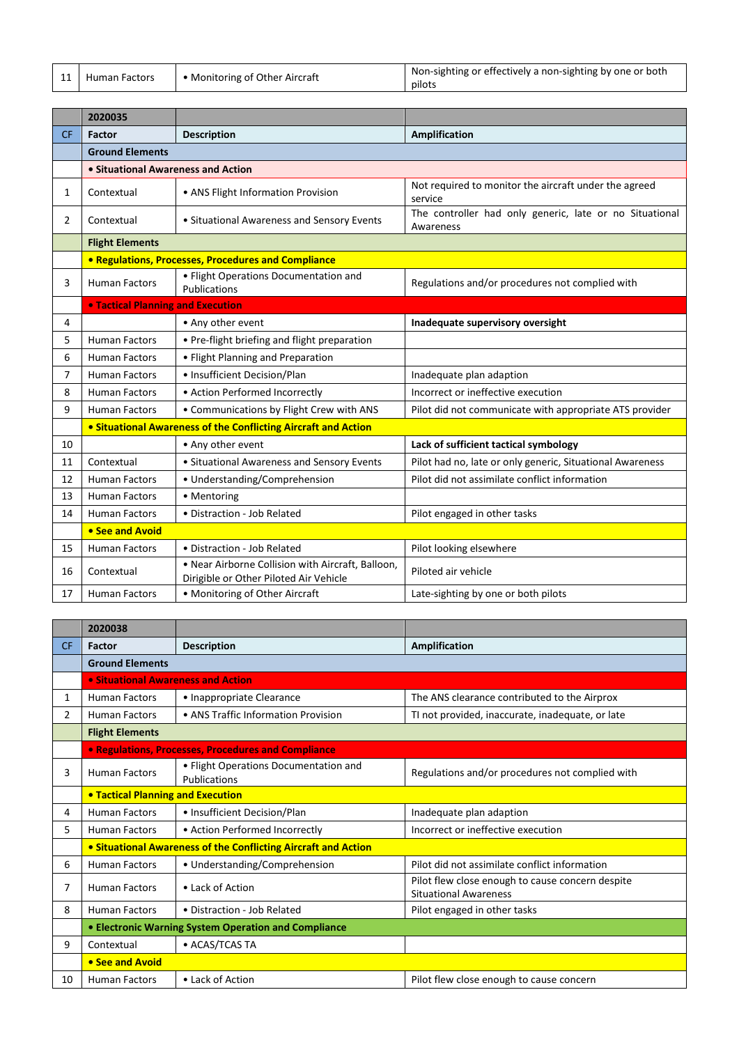| 11 | Human Factors | • Monitoring of Other Aircraft | Non-sighting or effectively a non-sighting by one or both pilots |
|---|---|---|---|

| | 2020035 | | |
|---|---|---|---|
| **CF** | **Factor** | **Description** | **Amplification** |
| | **Ground Elements** | | |
| | **• Situational Awareness and Action** | | |
| 1 | Contextual | • ANS Flight Information Provision | Not required to monitor the aircraft under the agreed service |
| 2 | Contextual | • Situational Awareness and Sensory Events | The controller had only generic, late or no Situational Awareness |
| | **Flight Elements** | | |
| | **• Regulations, Processes, Procedures and Compliance** | | |
| 3 | Human Factors | • Flight Operations Documentation and Publications | Regulations and/or procedures not complied with |
| | **• Tactical Planning and Execution** | | |
| 4 | | • Any other event | **Inadequate supervisory oversight** |
| 5 | Human Factors | • Pre-flight briefing and flight preparation | |
| 6 | Human Factors | • Flight Planning and Preparation | |
| 7 | Human Factors | • Insufficient Decision/Plan | Inadequate plan adaption |
| 8 | Human Factors | • Action Performed Incorrectly | Incorrect or ineffective execution |
| 9 | Human Factors | • Communications by Flight Crew with ANS | Pilot did not communicate with appropriate ATS provider |
| | **• Situational Awareness of the Conflicting Aircraft and Action** | | |
| 10 | | • Any other event | **Lack of sufficient tactical symbology** |
| 11 | Contextual | • Situational Awareness and Sensory Events | Pilot had no, late or only generic, Situational Awareness |
| 12 | Human Factors | • Understanding/Comprehension | Pilot did not assimilate conflict information |
| 13 | Human Factors | • Mentoring | |
| 14 | Human Factors | • Distraction - Job Related | Pilot engaged in other tasks |
| | **• See and Avoid** | | |
| 15 | Human Factors | • Distraction - Job Related | Pilot looking elsewhere |
| 16 | Contextual | • Near Airborne Collision with Aircraft, Balloon, Dirigible or Other Piloted Air Vehicle | Piloted air vehicle |
| 17 | Human Factors | • Monitoring of Other Aircraft | Late-sighting by one or both pilots |

| | 2020038 | | |
|---|---|---|---|
| **CF** | **Factor** | **Description** | **Amplification** |
| | **Ground Elements** | | |
| | **• Situational Awareness and Action** | | |
| 1 | Human Factors | • Inappropriate Clearance | The ANS clearance contributed to the Airprox |
| 2 | Human Factors | • ANS Traffic Information Provision | TI not provided, inaccurate, inadequate, or late |
| | **Flight Elements** | | |
| | **• Regulations, Processes, Procedures and Compliance** | | |
| 3 | Human Factors | • Flight Operations Documentation and Publications | Regulations and/or procedures not complied with |
| | **• Tactical Planning and Execution** | | |
| 4 | Human Factors | • Insufficient Decision/Plan | Inadequate plan adaption |
| 5 | Human Factors | • Action Performed Incorrectly | Incorrect or ineffective execution |
| | **• Situational Awareness of the Conflicting Aircraft and Action** | | |
| 6 | Human Factors | • Understanding/Comprehension | Pilot did not assimilate conflict information |
| 7 | Human Factors | • Lack of Action | Pilot flew close enough to cause concern despite Situational Awareness |
| 8 | Human Factors | • Distraction - Job Related | Pilot engaged in other tasks |
| | **• Electronic Warning System Operation and Compliance** | | |
| 9 | Contextual | • ACAS/TCAS TA | |
| | **• See and Avoid** | | |
| 10 | Human Factors | • Lack of Action | Pilot flew close enough to cause concern |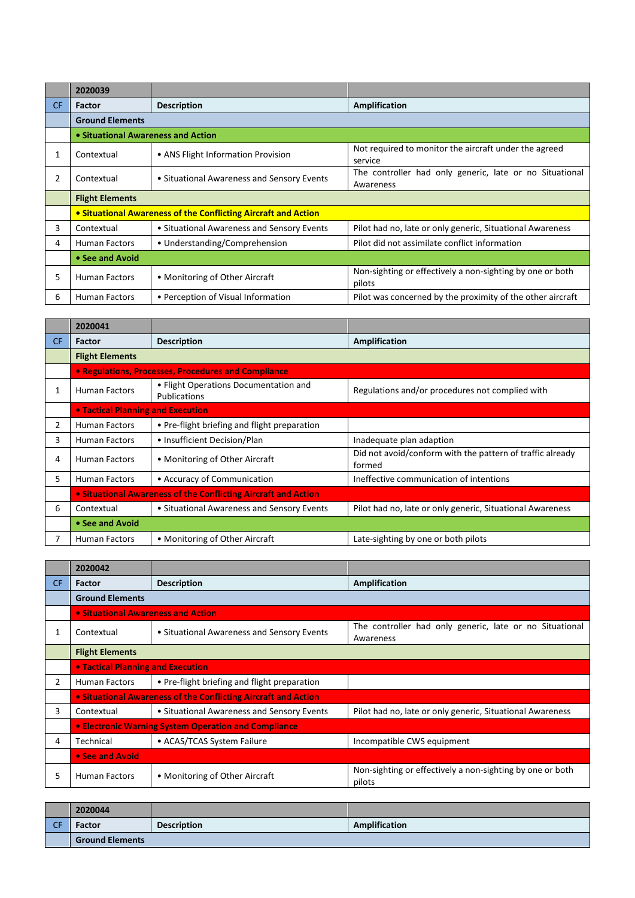| | 2020039 | | |
|---|---|---|---|
| CF | Factor | Description | Amplification |
| | **Ground Elements** | | |
| | **• Situational Awareness and Action** | | |
| 1 | Contextual | • ANS Flight Information Provision | Not required to monitor the aircraft under the agreed service |
| 2 | Contextual | • Situational Awareness and Sensory Events | The controller had only generic, late or no Situational Awareness |
| | **Flight Elements** | | |
| | **• Situational Awareness of the Conflicting Aircraft and Action** | | |
| 3 | Contextual | • Situational Awareness and Sensory Events | Pilot had no, late or only generic, Situational Awareness |
| 4 | Human Factors | • Understanding/Comprehension | Pilot did not assimilate conflict information |
| | **• See and Avoid** | | |
| 5 | Human Factors | • Monitoring of Other Aircraft | Non-sighting or effectively a non-sighting by one or both pilots |
| 6 | Human Factors | • Perception of Visual Information | Pilot was concerned by the proximity of the other aircraft |

| | 2020041 | | |
|---|---|---|---|
| CF | Factor | Description | Amplification |
| | **Flight Elements** | | |
| | **• Regulations, Processes, Procedures and Compliance** | | |
| 1 | Human Factors | • Flight Operations Documentation and Publications | Regulations and/or procedures not complied with |
| | **• Tactical Planning and Execution** | | |
| 2 | Human Factors | • Pre-flight briefing and flight preparation | |
| 3 | Human Factors | • Insufficient Decision/Plan | Inadequate plan adaption |
| 4 | Human Factors | • Monitoring of Other Aircraft | Did not avoid/conform with the pattern of traffic already formed |
| 5 | Human Factors | • Accuracy of Communication | Ineffective communication of intentions |
| | **• Situational Awareness of the Conflicting Aircraft and Action** | | |
| 6 | Contextual | • Situational Awareness and Sensory Events | Pilot had no, late or only generic, Situational Awareness |
| | **• See and Avoid** | | |
| 7 | Human Factors | • Monitoring of Other Aircraft | Late-sighting by one or both pilots |

| | 2020042 | | |
|---|---|---|---|
| CF | Factor | Description | Amplification |
| | **Ground Elements** | | |
| | **• Situational Awareness and Action** | | |
| 1 | Contextual | • Situational Awareness and Sensory Events | The controller had only generic, late or no Situational Awareness |
| | **Flight Elements** | | |
| | **• Tactical Planning and Execution** | | |
| 2 | Human Factors | • Pre-flight briefing and flight preparation | |
| | **• Situational Awareness of the Conflicting Aircraft and Action** | | |
| 3 | Contextual | • Situational Awareness and Sensory Events | Pilot had no, late or only generic, Situational Awareness |
| | **• Electronic Warning System Operation and Compliance** | | |
| 4 | Technical | • ACAS/TCAS System Failure | Incompatible CWS equipment |
| | **• See and Avoid** | | |
| 5 | Human Factors | • Monitoring of Other Aircraft | Non-sighting or effectively a non-sighting by one or both pilots |

| | 2020044 | | |
|---|---|---|---|
| CF | Factor | Description | Amplification |
| | **Ground Elements** | | |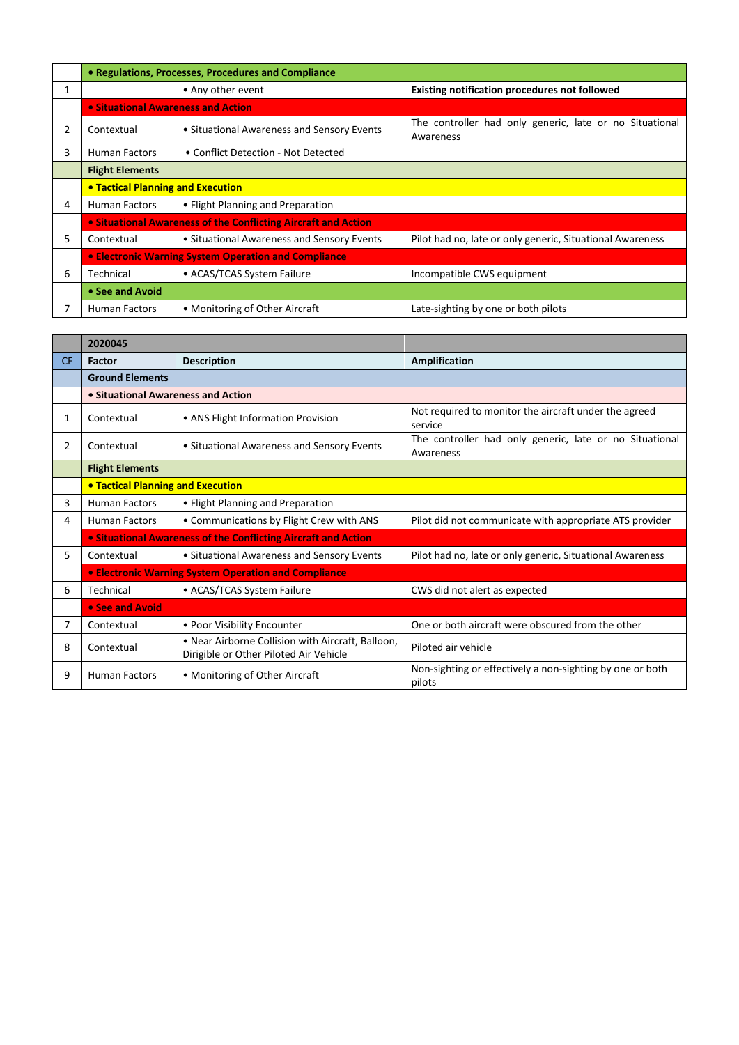| | | | |
|---|---|---|---|
| | • Regulations, Processes, Procedures and Compliance | | |
| 1 | | • Any other event | **Existing notification procedures not followed** |
| | • Situational Awareness and Action | | |
| 2 | Contextual | • Situational Awareness and Sensory Events | The controller had only generic, late or no Situational Awareness |
| 3 | Human Factors | • Conflict Detection - Not Detected | |
| | **Flight Elements** | | |
| | • Tactical Planning and Execution | | |
| 4 | Human Factors | • Flight Planning and Preparation | |
| | • Situational Awareness of the Conflicting Aircraft and Action | | |
| 5 | Contextual | • Situational Awareness and Sensory Events | Pilot had no, late or only generic, Situational Awareness |
| | • Electronic Warning System Operation and Compliance | | |
| 6 | Technical | • ACAS/TCAS System Failure | Incompatible CWS equipment |
| | • See and Avoid | | |
| 7 | Human Factors | • Monitoring of Other Aircraft | Late-sighting by one or both pilots |

| | 2020045 | | |
|---|---|---|---|
| CF | **Factor** | **Description** | **Amplification** |
| | **Ground Elements** | | |
| | • Situational Awareness and Action | | |
| 1 | Contextual | • ANS Flight Information Provision | Not required to monitor the aircraft under the agreed service |
| 2 | Contextual | • Situational Awareness and Sensory Events | The controller had only generic, late or no Situational Awareness |
| | **Flight Elements** | | |
| | • Tactical Planning and Execution | | |
| 3 | Human Factors | • Flight Planning and Preparation | |
| 4 | Human Factors | • Communications by Flight Crew with ANS | Pilot did not communicate with appropriate ATS provider |
| | • Situational Awareness of the Conflicting Aircraft and Action | | |
| 5 | Contextual | • Situational Awareness and Sensory Events | Pilot had no, late or only generic, Situational Awareness |
| | • Electronic Warning System Operation and Compliance | | |
| 6 | Technical | • ACAS/TCAS System Failure | CWS did not alert as expected |
| | • See and Avoid | | |
| 7 | Contextual | • Poor Visibility Encounter | One or both aircraft were obscured from the other |
| 8 | Contextual | • Near Airborne Collision with Aircraft, Balloon, Dirigible or Other Piloted Air Vehicle | Piloted air vehicle |
| 9 | Human Factors | • Monitoring of Other Aircraft | Non-sighting or effectively a non-sighting by one or both pilots |